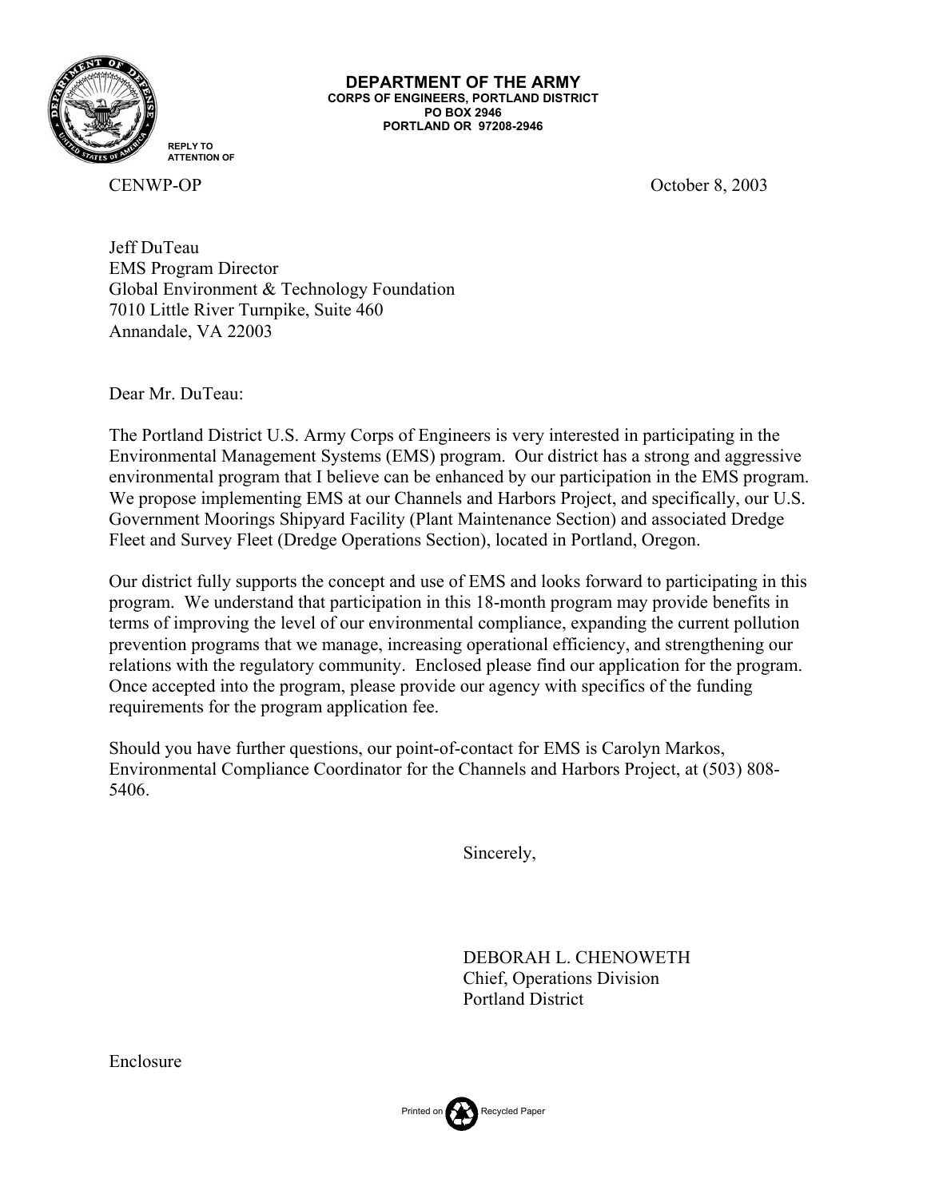**DEPARTMENT OF THE ARMY**
**CORPS OF ENGINEERS, PORTLAND DISTRICT**
**PO BOX 2946**
**PORTLAND OR 97208-2946**

REPLY TO
ATTENTION OF

CENWP-OP

October 8, 2003

Jeff DuTeau
EMS Program Director
Global Environment & Technology Foundation
7010 Little River Turnpike, Suite 460
Annandale, VA 22003

Dear Mr. DuTeau:

The Portland District U.S. Army Corps of Engineers is very interested in participating in the Environmental Management Systems (EMS) program. Our district has a strong and aggressive environmental program that I believe can be enhanced by our participation in the EMS program. We propose implementing EMS at our Channels and Harbors Project, and specifically, our U.S. Government Moorings Shipyard Facility (Plant Maintenance Section) and associated Dredge Fleet and Survey Fleet (Dredge Operations Section), located in Portland, Oregon.

Our district fully supports the concept and use of EMS and looks forward to participating in this program. We understand that participation in this 18-month program may provide benefits in terms of improving the level of our environmental compliance, expanding the current pollution prevention programs that we manage, increasing operational efficiency, and strengthening our relations with the regulatory community. Enclosed please find our application for the program. Once accepted into the program, please provide our agency with specifics of the funding requirements for the program application fee.

Should you have further questions, our point-of-contact for EMS is Carolyn Markos, Environmental Compliance Coordinator for the Channels and Harbors Project, at (503) 808-5406.

Sincerely,

DEBORAH L. CHENOWETH
Chief, Operations Division
Portland District

Enclosure

Printed on Recycled Paper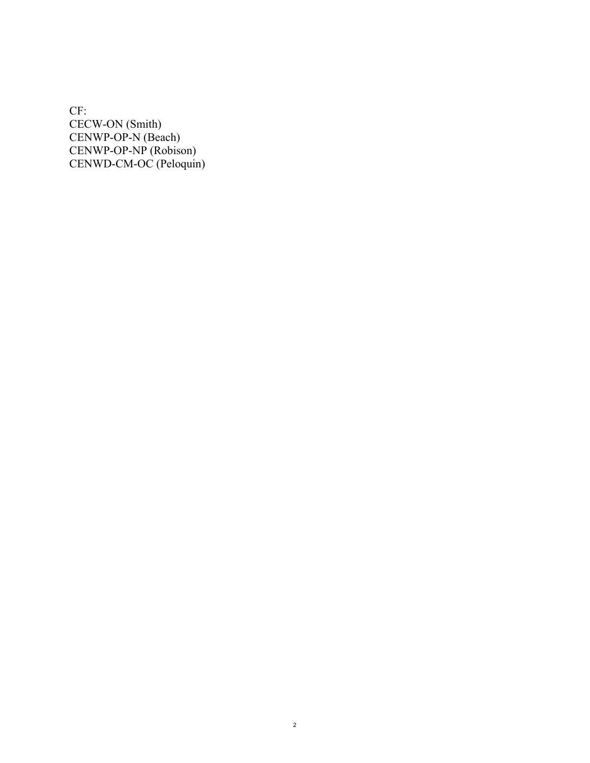CF:
CECW-ON (Smith)
CENWP-OP-N (Beach)
CENWP-OP-NP (Robison)
CENWD-CM-OC (Peloquin)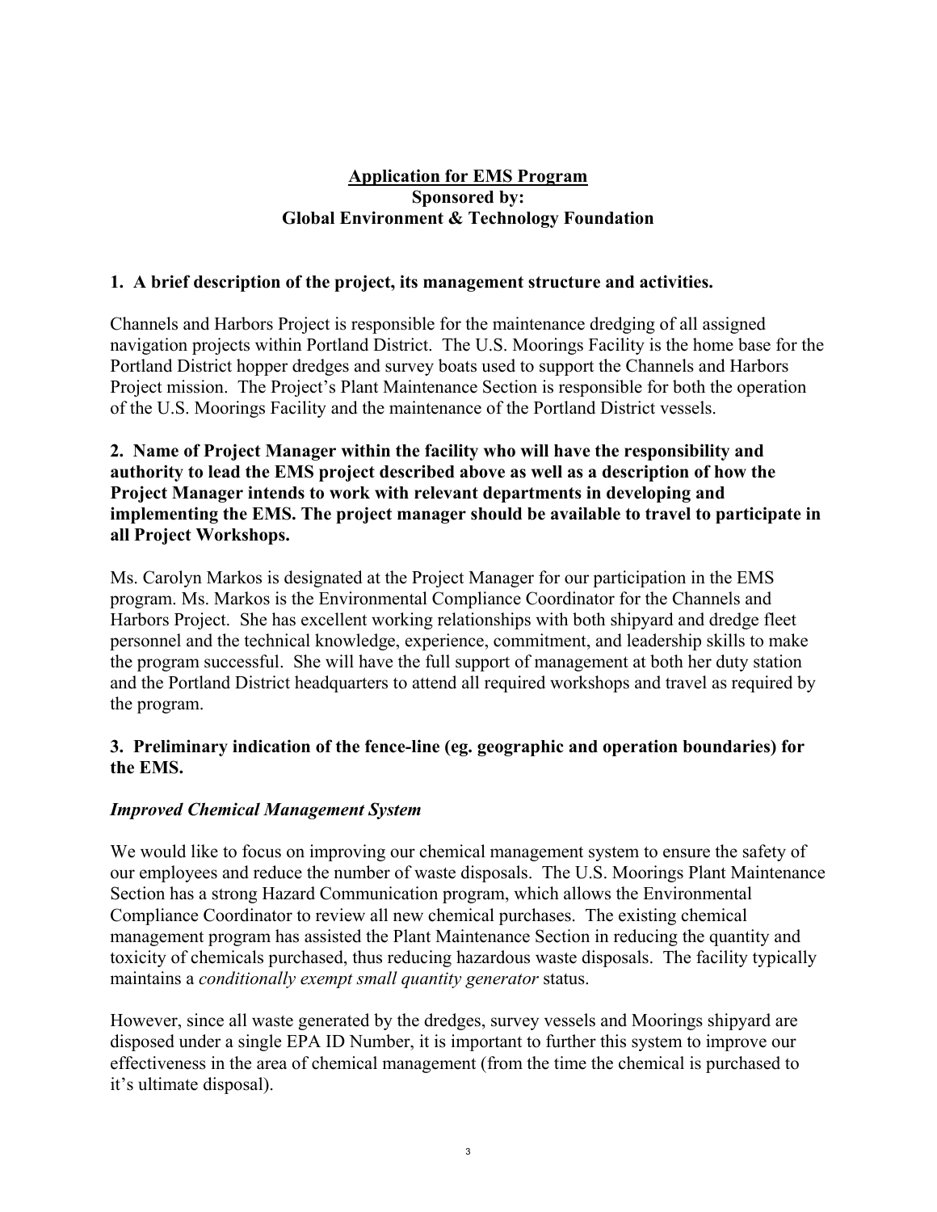**Application for EMS Program**
**Sponsored by:**
**Global Environment & Technology Foundation**

**1. A brief description of the project, its management structure and activities.**

Channels and Harbors Project is responsible for the maintenance dredging of all assigned navigation projects within Portland District. The U.S. Moorings Facility is the home base for the Portland District hopper dredges and survey boats used to support the Channels and Harbors Project mission. The Project's Plant Maintenance Section is responsible for both the operation of the U.S. Moorings Facility and the maintenance of the Portland District vessels.

**2. Name of Project Manager within the facility who will have the responsibility and authority to lead the EMS project described above as well as a description of how the Project Manager intends to work with relevant departments in developing and implementing the EMS. The project manager should be available to travel to participate in all Project Workshops.**

Ms. Carolyn Markos is designated at the Project Manager for our participation in the EMS program. Ms. Markos is the Environmental Compliance Coordinator for the Channels and Harbors Project. She has excellent working relationships with both shipyard and dredge fleet personnel and the technical knowledge, experience, commitment, and leadership skills to make the program successful. She will have the full support of management at both her duty station and the Portland District headquarters to attend all required workshops and travel as required by the program.

**3. Preliminary indication of the fence-line (eg. geographic and operation boundaries) for the EMS.**

***Improved Chemical Management System***

We would like to focus on improving our chemical management system to ensure the safety of our employees and reduce the number of waste disposals. The U.S. Moorings Plant Maintenance Section has a strong Hazard Communication program, which allows the Environmental Compliance Coordinator to review all new chemical purchases. The existing chemical management program has assisted the Plant Maintenance Section in reducing the quantity and toxicity of chemicals purchased, thus reducing hazardous waste disposals. The facility typically maintains a *conditionally exempt small quantity generator* status.

However, since all waste generated by the dredges, survey vessels and Moorings shipyard are disposed under a single EPA ID Number, it is important to further this system to improve our effectiveness in the area of chemical management (from the time the chemical is purchased to it's ultimate disposal).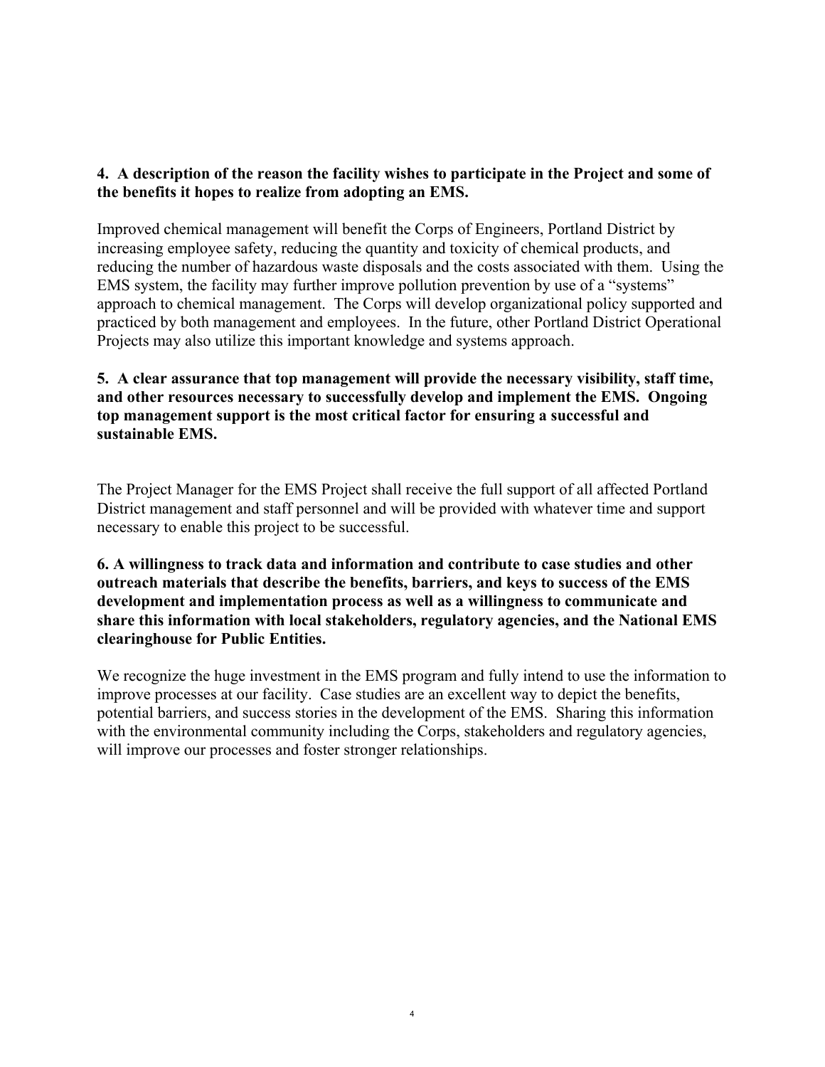**4. A description of the reason the facility wishes to participate in the Project and some of the benefits it hopes to realize from adopting an EMS.**

Improved chemical management will benefit the Corps of Engineers, Portland District by increasing employee safety, reducing the quantity and toxicity of chemical products, and reducing the number of hazardous waste disposals and the costs associated with them. Using the EMS system, the facility may further improve pollution prevention by use of a "systems" approach to chemical management. The Corps will develop organizational policy supported and practiced by both management and employees. In the future, other Portland District Operational Projects may also utilize this important knowledge and systems approach.

**5. A clear assurance that top management will provide the necessary visibility, staff time, and other resources necessary to successfully develop and implement the EMS. Ongoing top management support is the most critical factor for ensuring a successful and sustainable EMS.**

The Project Manager for the EMS Project shall receive the full support of all affected Portland District management and staff personnel and will be provided with whatever time and support necessary to enable this project to be successful.

**6. A willingness to track data and information and contribute to case studies and other outreach materials that describe the benefits, barriers, and keys to success of the EMS development and implementation process as well as a willingness to communicate and share this information with local stakeholders, regulatory agencies, and the National EMS clearinghouse for Public Entities.**

We recognize the huge investment in the EMS program and fully intend to use the information to improve processes at our facility. Case studies are an excellent way to depict the benefits, potential barriers, and success stories in the development of the EMS. Sharing this information with the environmental community including the Corps, stakeholders and regulatory agencies, will improve our processes and foster stronger relationships.